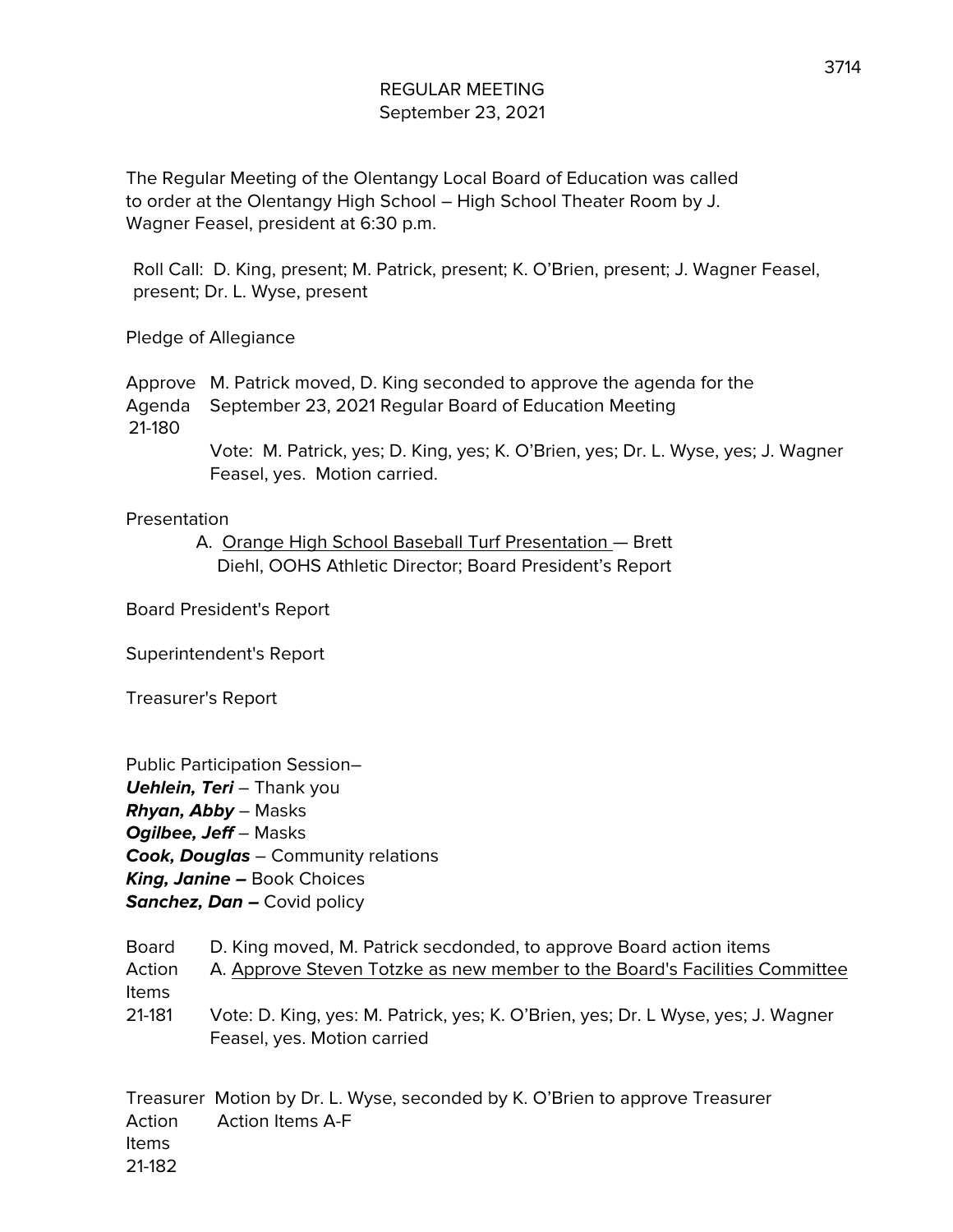# REGULAR MEETING
September 23, 2021

The Regular Meeting of the Olentangy Local Board of Education was called to order at the Olentangy High School – High School Theater Room by J. Wagner Feasel, president at 6:30 p.m.

Roll Call: D. King, present; M. Patrick, present; K. O'Brien, present; J. Wagner Feasel, present; Dr. L. Wyse, present

Pledge of Allegiance

Approve Agenda 21-180

M. Patrick moved, D. King seconded to approve the agenda for the September 23, 2021 Regular Board of Education Meeting

Vote: M. Patrick, yes; D. King, yes; K. O'Brien, yes; Dr. L. Wyse, yes; J. Wagner Feasel, yes. Motion carried.

Presentation

A. Orange High School Baseball Turf Presentation — Brett Diehl, OOHS Athletic Director; Board President's Report

Board President's Report

Superintendent's Report

Treasurer's Report

Public Participation Session–
***Uehlein, Teri*** – Thank you
***Rhyan, Abby*** – Masks
***Ogilbee, Jeff*** – Masks
***Cook, Douglas*** – Community relations
***King, Janine –*** Book Choices
***Sanchez, Dan –*** Covid policy

Board Action Items 21-181

D. King moved, M. Patrick secdonded, to approve Board action items
A. Approve Steven Totzke as new member to the Board's Facilities Committee

Vote: D. King, yes: M. Patrick, yes; K. O'Brien, yes; Dr. L Wyse, yes; J. Wagner Feasel, yes. Motion carried

Treasurer Action Items 21-182

Motion by Dr. L. Wyse, seconded by K. O'Brien to approve Treasurer Action Items A-F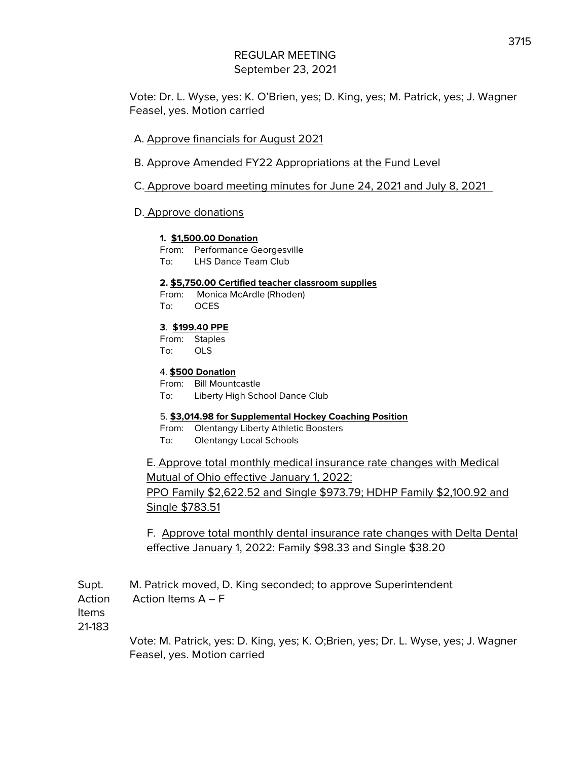REGULAR MEETING
September 23, 2021

Vote: Dr. L. Wyse, yes: K. O'Brien, yes; D. King, yes; M. Patrick, yes; J. Wagner Feasel, yes. Motion carried

A. Approve financials for August 2021

B. Approve Amended FY22 Appropriations at the Fund Level

C. Approve board meeting minutes for June 24, 2021 and July 8, 2021

D. Approve donations

**1. $1,500.00 Donation**
From: Performance Georgesville
To: LHS Dance Team Club

**2. $5,750.00 Certified teacher classroom supplies**
From: Monica McArdle (Rhoden)
To: OCES

**3. $199.40 PPE**
From: Staples
To: OLS

4. **$500 Donation**
From: Bill Mountcastle
To: Liberty High School Dance Club

5. **$3,014.98 for Supplemental Hockey Coaching Position**
From: Olentangy Liberty Athletic Boosters
To: Olentangy Local Schools

E. Approve total monthly medical insurance rate changes with Medical Mutual of Ohio effective January 1, 2022:
PPO Family $2,622.52 and Single $973.79; HDHP Family $2,100.92 and Single $783.51

F. Approve total monthly dental insurance rate changes with Delta Dental effective January 1, 2022: Family $98.33 and Single $38.20

Supt. Action Items 21-183

M. Patrick moved, D. King seconded; to approve Superintendent Action Items A – F

Vote: M. Patrick, yes: D. King, yes; K. O;Brien, yes; Dr. L. Wyse, yes; J. Wagner Feasel, yes. Motion carried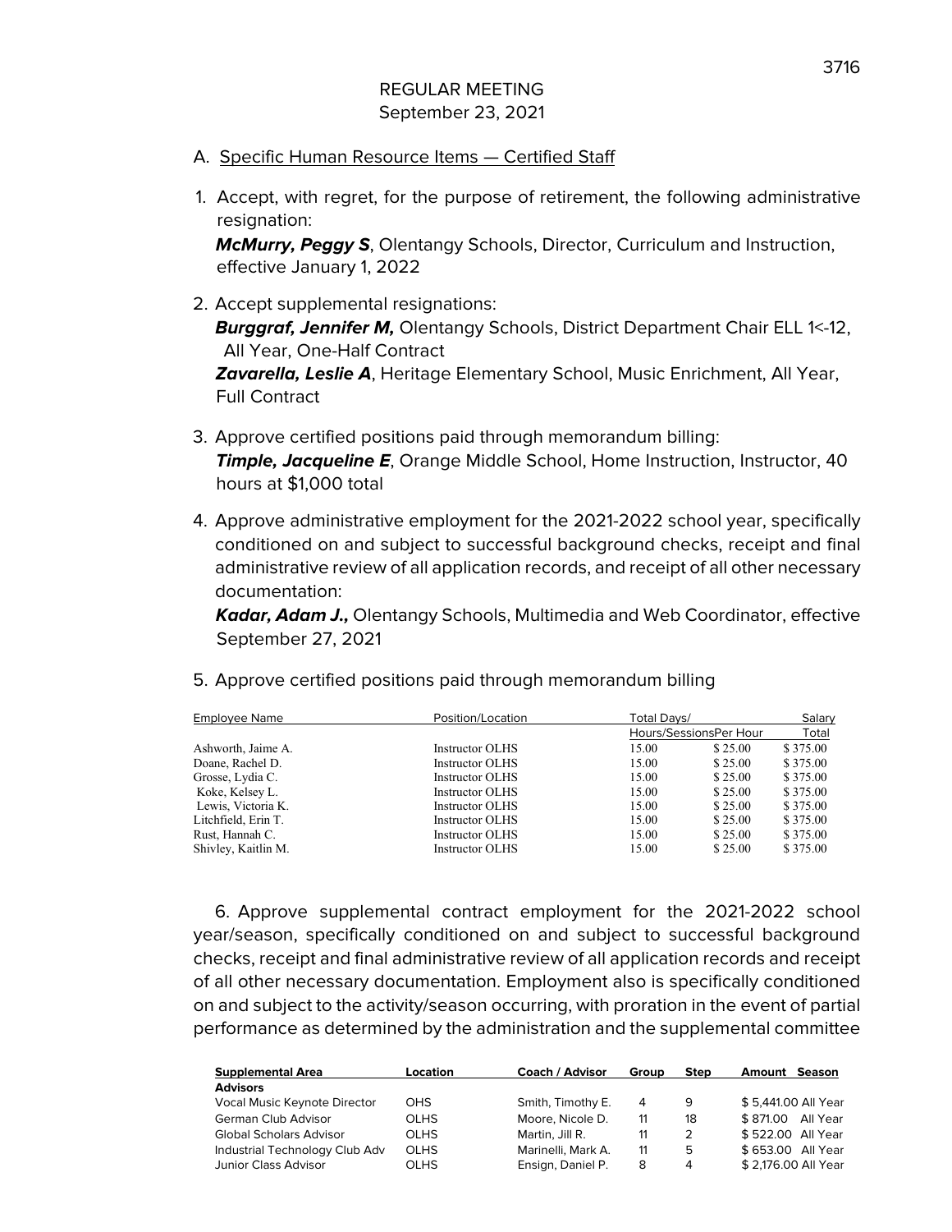REGULAR MEETING
September 23, 2021

A. Specific Human Resource Items — Certified Staff

1. Accept, with regret, for the purpose of retirement, the following administrative resignation:
   ***McMurry, Peggy S***, Olentangy Schools, Director, Curriculum and Instruction, effective January 1, 2022

2. Accept supplemental resignations:
   ***Burggraf, Jennifer M,*** Olentangy Schools, District Department Chair ELL 1<-12, All Year, One-Half Contract
   ***Zavarella, Leslie A***, Heritage Elementary School, Music Enrichment, All Year, Full Contract

3. Approve certified positions paid through memorandum billing:
   ***Timple, Jacqueline E***, Orange Middle School, Home Instruction, Instructor, 40 hours at $1,000 total

4. Approve administrative employment for the 2021-2022 school year, specifically conditioned on and subject to successful background checks, receipt and final administrative review of all application records, and receipt of all other necessary documentation:
   ***Kadar, Adam J.,*** Olentangy Schools, Multimedia and Web Coordinator, effective September 27, 2021

5. Approve certified positions paid through memorandum billing

| Employee Name | Position/Location | Total Days/ Hours/Sessions | Per Hour | Salary Total |
|---|---|---|---|---|
| Ashworth, Jaime A. | Instructor OLHS | 15.00 | $ 25.00 | $ 375.00 |
| Doane, Rachel D. | Instructor OLHS | 15.00 | $ 25.00 | $ 375.00 |
| Grosse, Lydia C. | Instructor OLHS | 15.00 | $ 25.00 | $ 375.00 |
| Koke, Kelsey L. | Instructor OLHS | 15.00 | $ 25.00 | $ 375.00 |
| Lewis, Victoria K. | Instructor OLHS | 15.00 | $ 25.00 | $ 375.00 |
| Litchfield, Erin T. | Instructor OLHS | 15.00 | $ 25.00 | $ 375.00 |
| Rust, Hannah C. | Instructor OLHS | 15.00 | $ 25.00 | $ 375.00 |
| Shivley, Kaitlin M. | Instructor OLHS | 15.00 | $ 25.00 | $ 375.00 |

6. Approve supplemental contract employment for the 2021-2022 school year/season, specifically conditioned on and subject to successful background checks, receipt and final administrative review of all application records and receipt of all other necessary documentation. Employment also is specifically conditioned on and subject to the activity/season occurring, with proration in the event of partial performance as determined by the administration and the supplemental committee

| Supplemental Area | Location | Coach / Advisor | Group | Step | Amount | Season |
|---|---|---|---|---|---|---|
| **Advisors** | | | | | | |
| Vocal Music Keynote Director | OHS | Smith, Timothy E. | 4 | 9 | $ 5,441.00 | All Year |
| German Club Advisor | OLHS | Moore, Nicole D. | 11 | 18 | $ 871.00 | All Year |
| Global Scholars Advisor | OLHS | Martin, Jill R. | 11 | 2 | $ 522.00 | All Year |
| Industrial Technology Club Adv | OLHS | Marinelli, Mark A. | 11 | 5 | $ 653.00 | All Year |
| Junior Class Advisor | OLHS | Ensign, Daniel P. | 8 | 4 | $ 2,176.00 | All Year |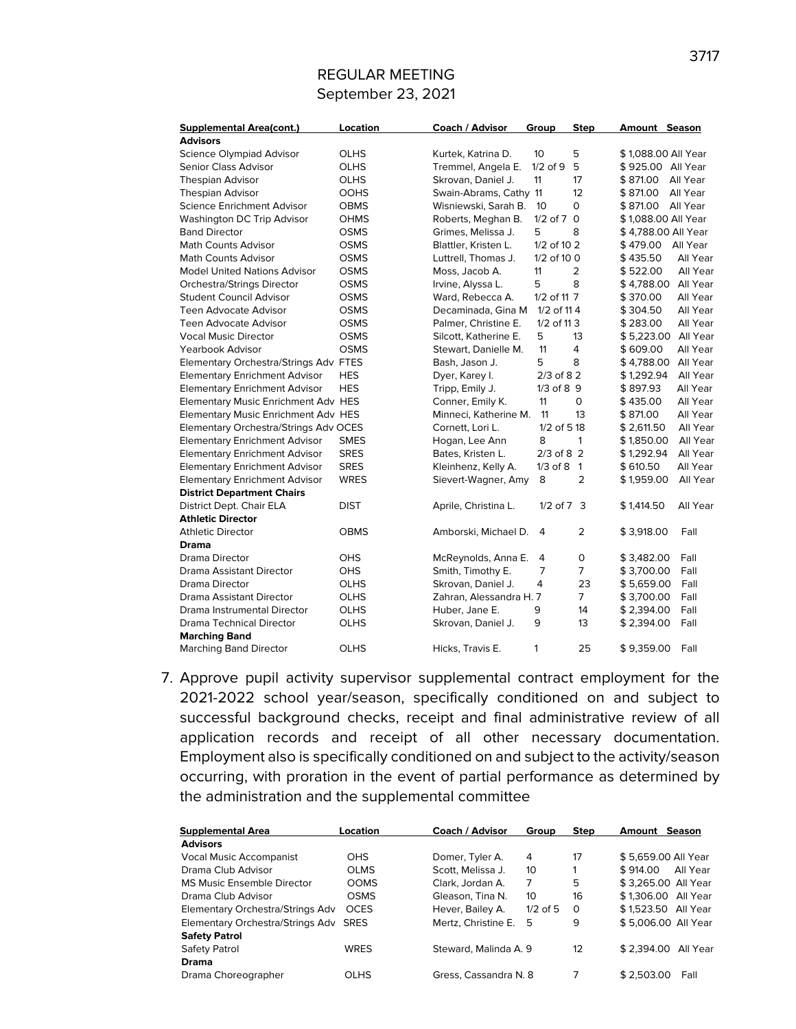## REGULAR MEETING
September 23, 2021

| Supplemental Area(cont.) | Location | Coach / Advisor | Group | Step | Amount | Season |
|---|---|---|---|---|---|---|
| **Advisors** | | | | | | |
| Science Olympiad Advisor | OLHS | Kurtek, Katrina D. | 10 | 5 | $ 1,088.00 | All Year |
| Senior Class Advisor | OLHS | Tremmel, Angela E. | 1/2 of 9 | 5 | $ 925.00 | All Year |
| Thespian Advisor | OLHS | Skrovan, Daniel J. | 11 | 17 | $ 871.00 | All Year |
| Thespian Advisor | OOHS | Swain-Abrams, Cathy | 11 | 12 | $ 871.00 | All Year |
| Science Enrichment Advisor | OBMS | Wisniewski, Sarah B. | 10 | 0 | $ 871.00 | All Year |
| Washington DC Trip Advisor | OHMS | Roberts, Meghan B. | 1/2 of 7 | 0 | $ 1,088.00 | All Year |
| Band Director | OSMS | Grimes, Melissa J. | 5 | 8 | $ 4,788.00 | All Year |
| Math Counts Advisor | OSMS | Blattler, Kristen L. | 1/2 of 10 | 2 | $ 479.00 | All Year |
| Math Counts Advisor | OSMS | Luttrell, Thomas J. | 1/2 of 10 | 0 | $ 435.50 | All Year |
| Model United Nations Advisor | OSMS | Moss, Jacob A. | 11 | 2 | $ 522.00 | All Year |
| Orchestra/Strings Director | OSMS | Irvine, Alyssa L. | 5 | 8 | $ 4,788.00 | All Year |
| Student Council Advisor | OSMS | Ward, Rebecca A. | 1/2 of 11 | 7 | $ 370.00 | All Year |
| Teen Advocate Advisor | OSMS | Decaminada, Gina M | 1/2 of 11 | 4 | $ 304.50 | All Year |
| Teen Advocate Advisor | OSMS | Palmer, Christine E. | 1/2 of 11 | 3 | $ 283.00 | All Year |
| Vocal Music Director | OSMS | Silcott, Katherine E. | 5 | 13 | $ 5,223.00 | All Year |
| Yearbook Advisor | OSMS | Stewart, Danielle M. | 11 | 4 | $ 609.00 | All Year |
| Elementary Orchestra/Strings Adv | FTES | Bash, Jason J. | 5 | 8 | $ 4,788.00 | All Year |
| Elementary Enrichment Advisor | HES | Dyer, Karey I. | 2/3 of 8 | 2 | $ 1,292.94 | All Year |
| Elementary Enrichment Advisor | HES | Tripp, Emily J. | 1/3 of 8 | 9 | $ 897.93 | All Year |
| Elementary Music Enrichment Adv | HES | Conner, Emily K. | 11 | 0 | $ 435.00 | All Year |
| Elementary Music Enrichment Adv | HES | Minneci, Katherine M. | 11 | 13 | $ 871.00 | All Year |
| Elementary Orchestra/Strings Adv | OCES | Cornett, Lori L. | 1/2 of 5 | 18 | $ 2,611.50 | All Year |
| Elementary Enrichment Advisor | SMES | Hogan, Lee Ann | 8 | 1 | $ 1,850.00 | All Year |
| Elementary Enrichment Advisor | SRES | Bates, Kristen L. | 2/3 of 8 | 2 | $ 1,292.94 | All Year |
| Elementary Enrichment Advisor | SRES | Kleinhenz, Kelly A. | 1/3 of 8 | 1 | $ 610.50 | All Year |
| Elementary Enrichment Advisor | WRES | Sievert-Wagner, Amy | 8 | 2 | $ 1,959.00 | All Year |
| **District Department Chairs** | | | | | | |
| District Dept. Chair ELA | DIST | Aprile, Christina L. | 1/2 of 7 | 3 | $ 1,414.50 | All Year |
| **Athletic Director** | | | | | | |
| Athletic Director | OBMS | Amborski, Michael D. | 4 | 2 | $ 3,918.00 | Fall |
| **Drama** | | | | | | |
| Drama Director | OHS | McReynolds, Anna E. | 4 | 0 | $ 3,482.00 | Fall |
| Drama Assistant Director | OHS | Smith, Timothy E. | 7 | 7 | $ 3,700.00 | Fall |
| Drama Director | OLHS | Skrovan, Daniel J. | 4 | 23 | $ 5,659.00 | Fall |
| Drama Assistant Director | OLHS | Zahran, Alessandra H. | 7 | 7 | $ 3,700.00 | Fall |
| Drama Instrumental Director | OLHS | Huber, Jane E. | 9 | 14 | $ 2,394.00 | Fall |
| Drama Technical Director | OLHS | Skrovan, Daniel J. | 9 | 13 | $ 2,394.00 | Fall |
| **Marching Band** | | | | | | |
| Marching Band Director | OLHS | Hicks, Travis E. | 1 | 25 | $ 9,359.00 | Fall |

7. Approve pupil activity supervisor supplemental contract employment for the 2021-2022 school year/season, specifically conditioned on and subject to successful background checks, receipt and final administrative review of all application records and receipt of all other necessary documentation. Employment also is specifically conditioned on and subject to the activity/season occurring, with proration in the event of partial performance as determined by the administration and the supplemental committee

| Supplemental Area | Location | Coach / Advisor | Group | Step | Amount | Season |
|---|---|---|---|---|---|---|
| **Advisors** | | | | | | |
| Vocal Music Accompanist | OHS | Domer, Tyler A. | 4 | 17 | $ 5,659.00 | All Year |
| Drama Club Advisor | OLMS | Scott, Melissa J. | 10 | 1 | $ 914.00 | All Year |
| MS Music Ensemble Director | OOMS | Clark, Jordan A. | 7 | 5 | $ 3,265.00 | All Year |
| Drama Club Advisor | OSMS | Gleason, Tina N. | 10 | 16 | $ 1,306.00 | All Year |
| Elementary Orchestra/Strings Adv | OCES | Hever, Bailey A. | 1/2 of 5 | 0 | $ 1,523.50 | All Year |
| Elementary Orchestra/Strings Adv | SRES | Mertz, Christine E. | 5 | 9 | $ 5,006.00 | All Year |
| **Safety Patrol** | | | | | | |
| Safety Patrol | WRES | Steward, Malinda A. | 9 | 12 | $ 2,394.00 | All Year |
| **Drama** | | | | | | |
| Drama Choreographer | OLHS | Gress, Cassandra N. | 8 | 7 | $ 2,503.00 | Fall |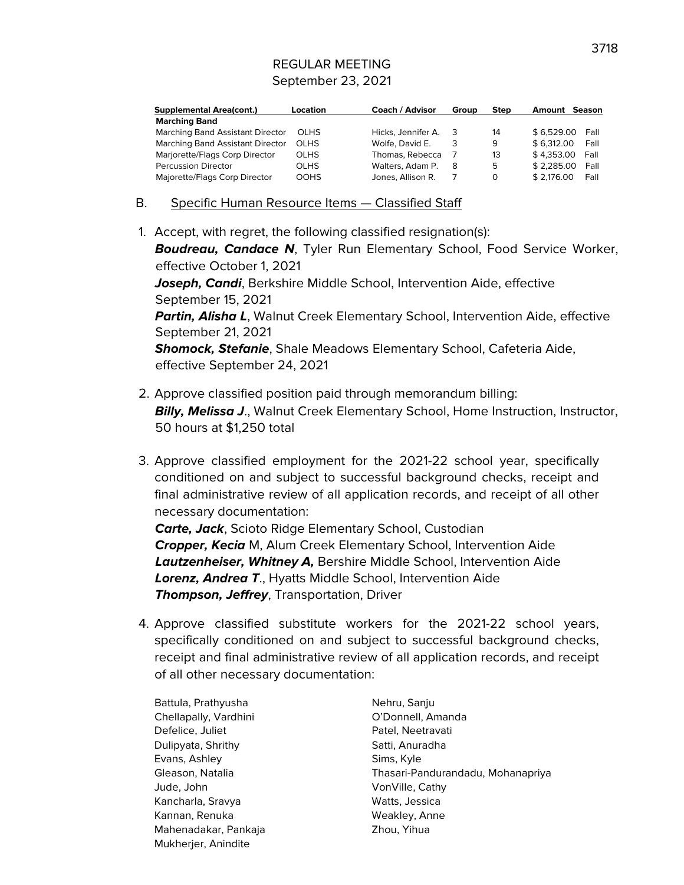REGULAR MEETING
September 23, 2021

| Supplemental Area(cont.) | Location | Coach / Advisor | Group | Step | Amount | Season |
|---|---|---|---|---|---|---|
| **Marching Band** | | | | | | |
| Marching Band Assistant Director | OLHS | Hicks, Jennifer A. | 3 | 14 | $ 6,529.00 | Fall |
| Marching Band Assistant Director | OLHS | Wolfe, David E. | 3 | 9 | $ 6,312.00 | Fall |
| Marjorette/Flags Corp Director | OLHS | Thomas, Rebecca | 7 | 13 | $ 4,353.00 | Fall |
| Percussion Director | OLHS | Walters, Adam P. | 8 | 5 | $ 2,285.00 | Fall |
| Majorette/Flags Corp Director | OOHS | Jones, Allison R. | 7 | 0 | $ 2,176.00 | Fall |

B. Specific Human Resource Items — Classified Staff

1. Accept, with regret, the following classified resignation(s):
   ***Boudreau, Candace N***, Tyler Run Elementary School, Food Service Worker, effective October 1, 2021
   ***Joseph, Candi***, Berkshire Middle School, Intervention Aide, effective September 15, 2021
   ***Partin, Alisha L***, Walnut Creek Elementary School, Intervention Aide, effective September 21, 2021
   ***Shomock, Stefanie***, Shale Meadows Elementary School, Cafeteria Aide, effective September 24, 2021

2. Approve classified position paid through memorandum billing:
   ***Billy, Melissa J***., Walnut Creek Elementary School, Home Instruction, Instructor, 50 hours at $1,250 total

3. Approve classified employment for the 2021-22 school year, specifically conditioned on and subject to successful background checks, receipt and final administrative review of all application records, and receipt of all other necessary documentation:
   ***Carte, Jack***, Scioto Ridge Elementary School, Custodian
   ***Cropper, Kecia*** M, Alum Creek Elementary School, Intervention Aide
   ***Lautzenheiser, Whitney A,*** Bershire Middle School, Intervention Aide
   ***Lorenz, Andrea T***., Hyatts Middle School, Intervention Aide
   ***Thompson, Jeffrey***, Transportation, Driver

4. Approve classified substitute workers for the 2021-22 school years, specifically conditioned on and subject to successful background checks, receipt and final administrative review of all application records, and receipt of all other necessary documentation:

   Battula, Prathyusha
   Chellapally, Vardhini
   Defelice, Juliet
   Dulipyata, Shrithy
   Evans, Ashley
   Gleason, Natalia
   Jude, John
   Kancharla, Sravya
   Kannan, Renuka
   Mahenadakar, Pankaja
   Mukherjer, Anindite
   Nehru, Sanju
   O'Donnell, Amanda
   Patel, Neetravati
   Satti, Anuradha
   Sims, Kyle
   Thasari-Pandurandadu, Mohanapriya
   VonVille, Cathy
   Watts, Jessica
   Weakley, Anne
   Zhou, Yihua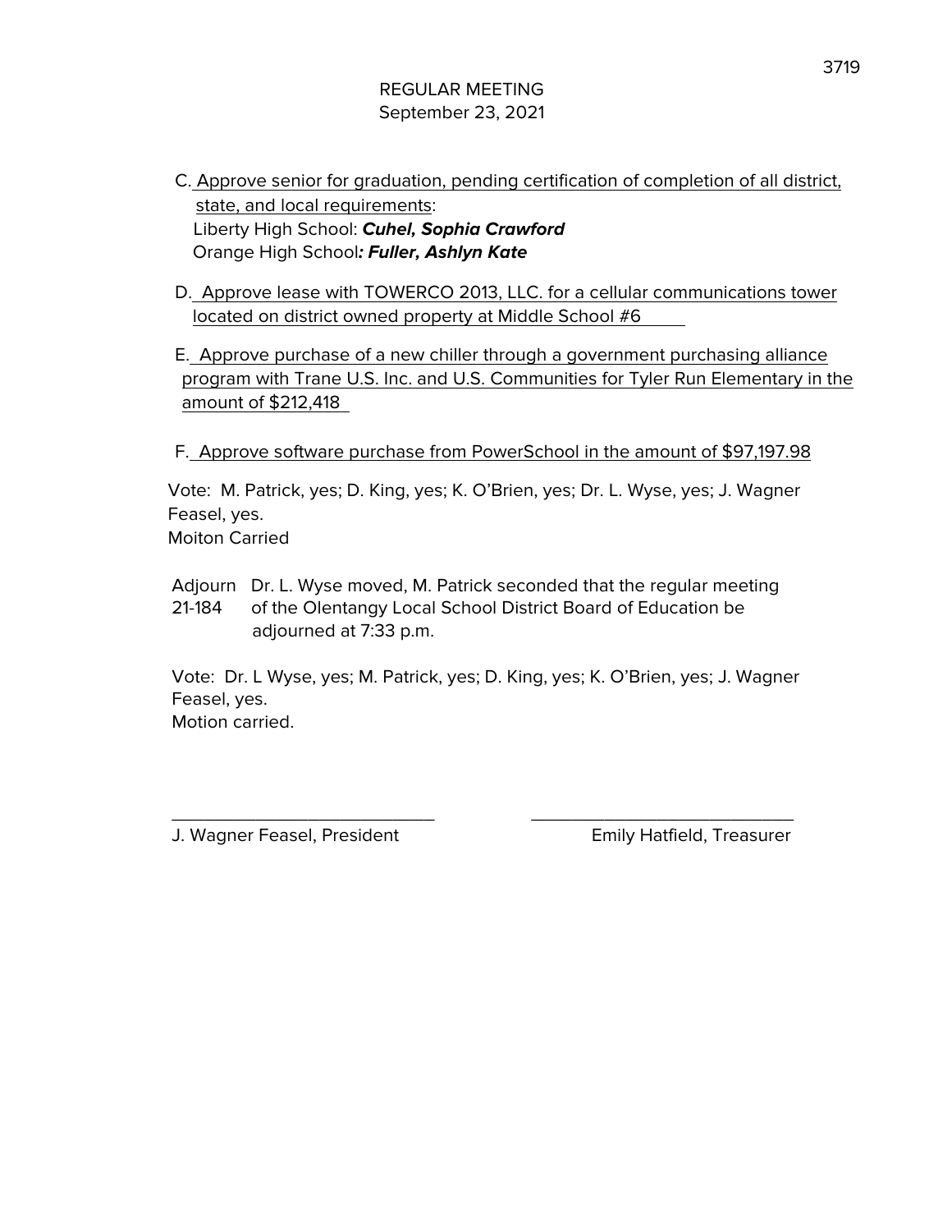REGULAR MEETING
September 23, 2021

C. Approve senior for graduation, pending certification of completion of all district, state, and local requirements:
Liberty High School: ***Cuhel, Sophia Crawford***
Orange High School***: Fuller, Ashlyn Kate***

D. Approve lease with TOWERCO 2013, LLC. for a cellular communications tower located on district owned property at Middle School #6

E. Approve purchase of a new chiller through a government purchasing alliance program with Trane U.S. Inc. and U.S. Communities for Tyler Run Elementary in the amount of $212,418

F. Approve software purchase from PowerSchool in the amount of $97,197.98

Vote: M. Patrick, yes; D. King, yes; K. O'Brien, yes; Dr. L. Wyse, yes; J. Wagner Feasel, yes.
Moiton Carried

Adjourn 21-184 Dr. L. Wyse moved, M. Patrick seconded that the regular meeting of the Olentangy Local School District Board of Education be adjourned at 7:33 p.m.

Vote: Dr. L Wyse, yes; M. Patrick, yes; D. King, yes; K. O'Brien, yes; J. Wagner Feasel, yes.
Motion carried.

\_\_\_\_\_\_\_\_\_\_\_\_\_\_\_\_\_\_\_\_\_\_\_\_\_\_\_ \_\_\_\_\_\_\_\_\_\_\_\_\_\_\_\_\_\_\_\_\_\_\_\_\_\_\_

J. Wagner Feasel, President Emily Hatfield, Treasurer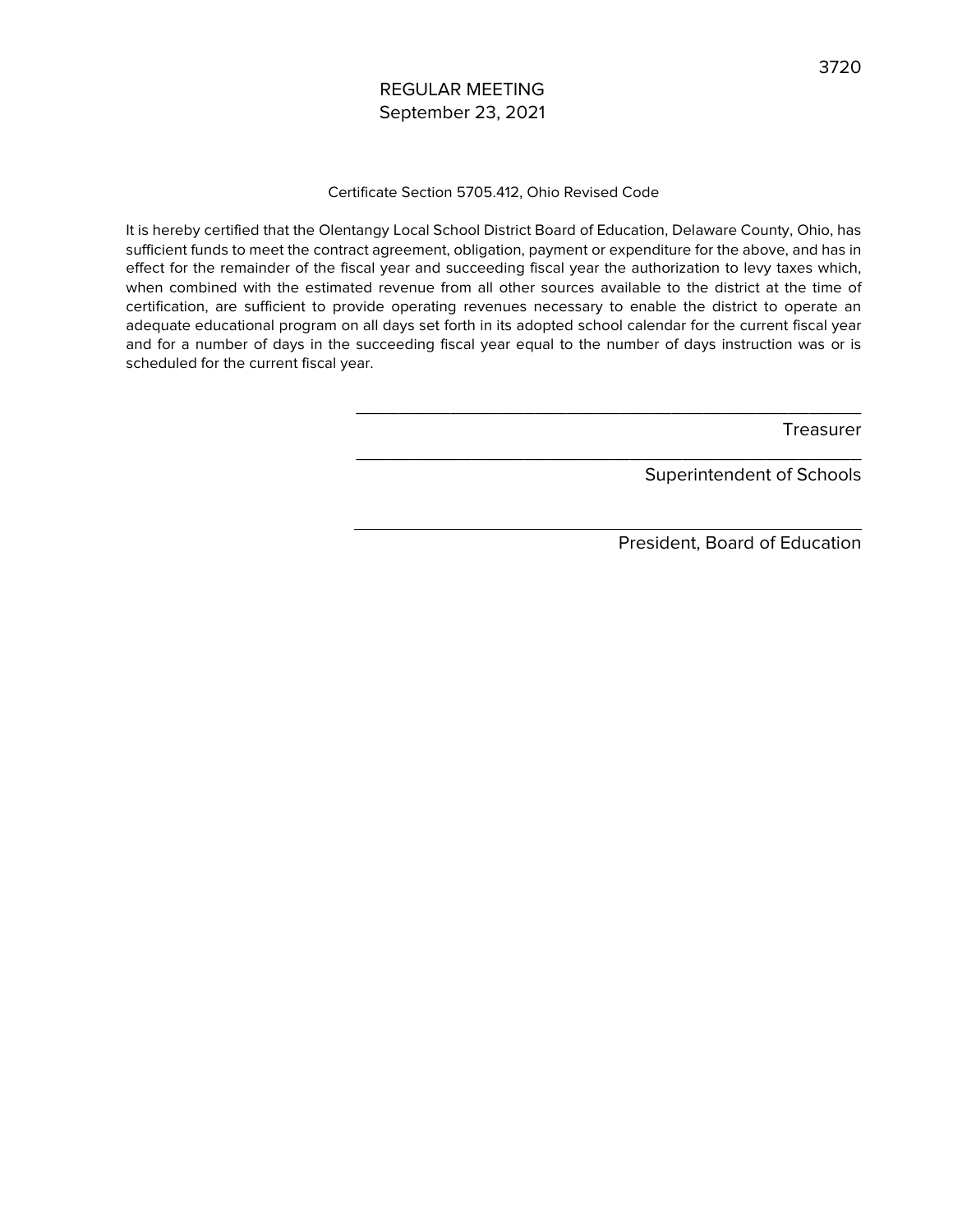REGULAR MEETING
September 23, 2021

Certificate Section 5705.412, Ohio Revised Code

It is hereby certified that the Olentangy Local School District Board of Education, Delaware County, Ohio, has sufficient funds to meet the contract agreement, obligation, payment or expenditure for the above, and has in effect for the remainder of the fiscal year and succeeding fiscal year the authorization to levy taxes which, when combined with the estimated revenue from all other sources available to the district at the time of certification, are sufficient to provide operating revenues necessary to enable the district to operate an adequate educational program on all days set forth in its adopted school calendar for the current fiscal year and for a number of days in the succeeding fiscal year equal to the number of days instruction was or is scheduled for the current fiscal year.

\_\_\_\_\_\_\_\_\_\_\_\_\_\_\_\_\_\_\_\_\_\_\_\_\_\_\_\_\_\_\_\_\_\_\_\_\_\_\_\_
Treasurer

\_\_\_\_\_\_\_\_\_\_\_\_\_\_\_\_\_\_\_\_\_\_\_\_\_\_\_\_\_\_\_\_\_\_\_\_\_\_\_\_
Superintendent of Schools

\_\_\_\_\_\_\_\_\_\_\_\_\_\_\_\_\_\_\_\_\_\_\_\_\_\_\_\_\_\_\_\_\_\_\_\_\_\_\_\_
President, Board of Education